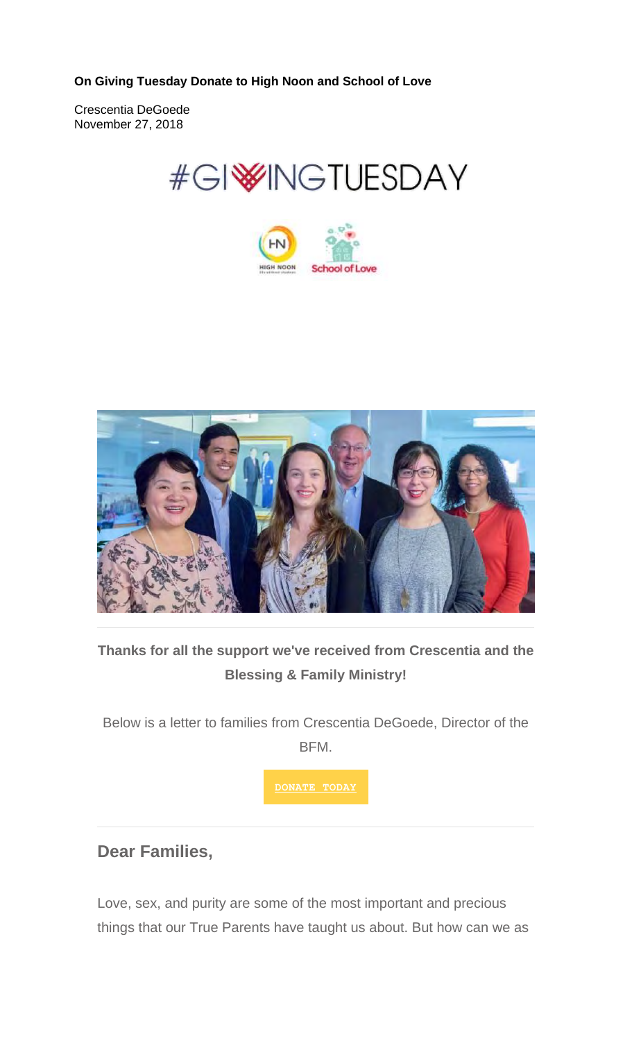**On Giving Tuesday Donate to High Noon and School of Love**

Crescentia DeGoede
November 27, 2018

**Thanks for all the support we've received from Crescentia and the Blessing & Family Ministry!**

Below is a letter to families from Crescentia DeGoede, Director of the BFM.

DONATE TODAY

## Dear Families,

Love, sex, and purity are some of the most important and precious things that our True Parents have taught us about. But how can we as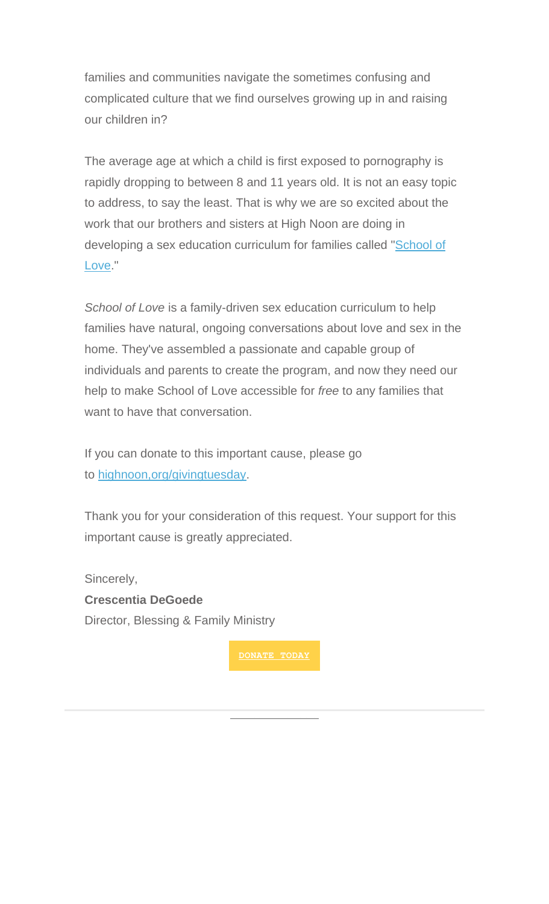families and communities navigate the sometimes confusing and complicated culture that we find ourselves growing up in and raising our children in?

The average age at which a child is first exposed to pornography is rapidly dropping to between 8 and 11 years old. It is not an easy topic to address, to say the least. That is why we are so excited about the work that our brothers and sisters at High Noon are doing in developing a sex education curriculum for families called "School of Love."

*School of Love* is a family-driven sex education curriculum to help families have natural, ongoing conversations about love and sex in the home. They've assembled a passionate and capable group of individuals and parents to create the program, and now they need our help to make School of Love accessible for *free* to any families that want to have that conversation.

If you can donate to this important cause, please go to highnoon,org/givingtuesday.

Thank you for your consideration of this request. Your support for this important cause is greatly appreciated.

Sincerely,
**Crescentia DeGoede**
Director, Blessing & Family Ministry

DONATE TODAY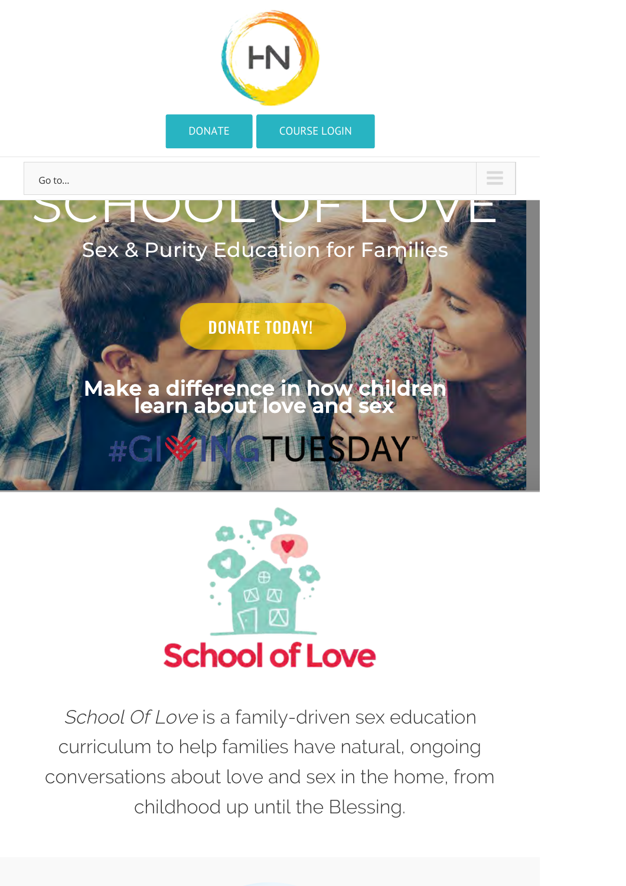HN

DONATE COURSE LOGIN

Go to...

# SCHOOL OF LOVE

Sex & Purity Education for Families

DONATE TODAY!

**Make a difference in how children learn about love and sex**

#GIVINGTUESDAY

## School of Love

*School Of Love* is a family-driven sex education curriculum to help families have natural, ongoing conversations about love and sex in the home, from childhood up until the Blessing.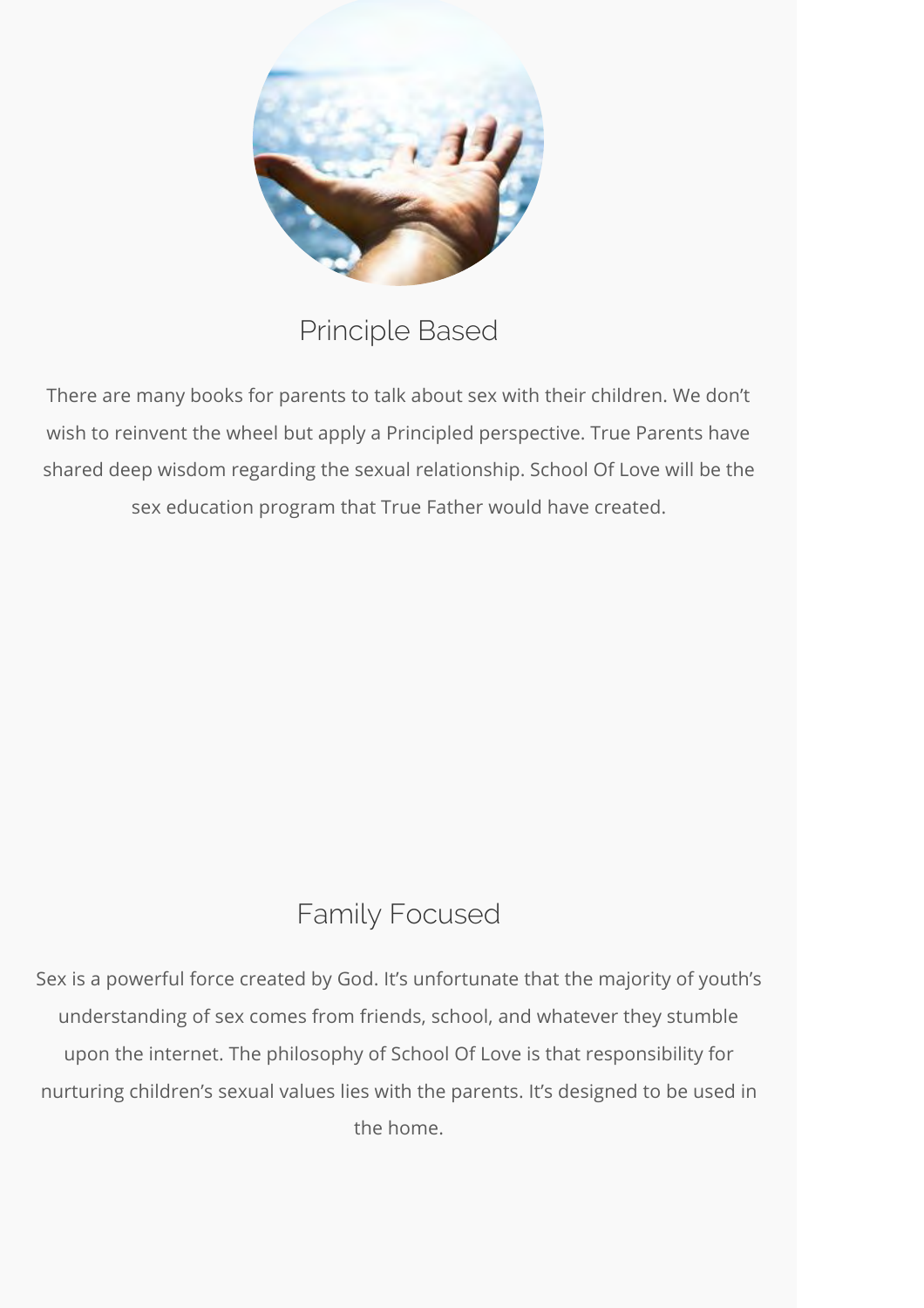## Principle Based

There are many books for parents to talk about sex with their children. We don't wish to reinvent the wheel but apply a Principled perspective. True Parents have shared deep wisdom regarding the sexual relationship. School Of Love will be the sex education program that True Father would have created.

## Family Focused

Sex is a powerful force created by God. It's unfortunate that the majority of youth's understanding of sex comes from friends, school, and whatever they stumble upon the internet. The philosophy of School Of Love is that responsibility for nurturing children's sexual values lies with the parents. It's designed to be used in the home.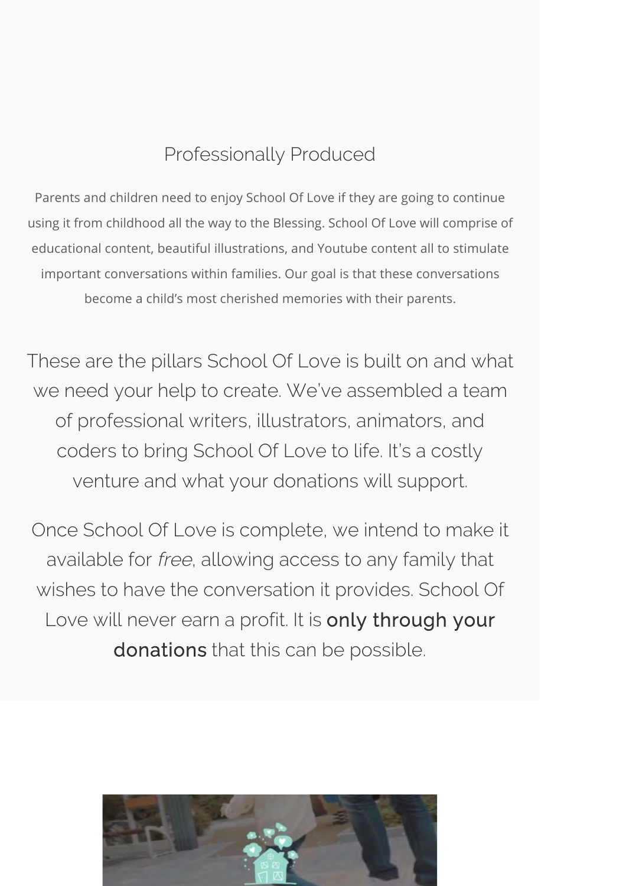## Professionally Produced

Parents and children need to enjoy School Of Love if they are going to continue using it from childhood all the way to the Blessing. School Of Love will comprise of educational content, beautiful illustrations, and Youtube content all to stimulate important conversations within families. Our goal is that these conversations become a child's most cherished memories with their parents.

These are the pillars School Of Love is built on and what we need your help to create. We've assembled a team of professional writers, illustrators, animators, and coders to bring School Of Love to life. It's a costly venture and what your donations will support.

Once School Of Love is complete, we intend to make it available for *free*, allowing access to any family that wishes to have the conversation it provides. School Of Love will never earn a profit. It is **only through your donations** that this can be possible.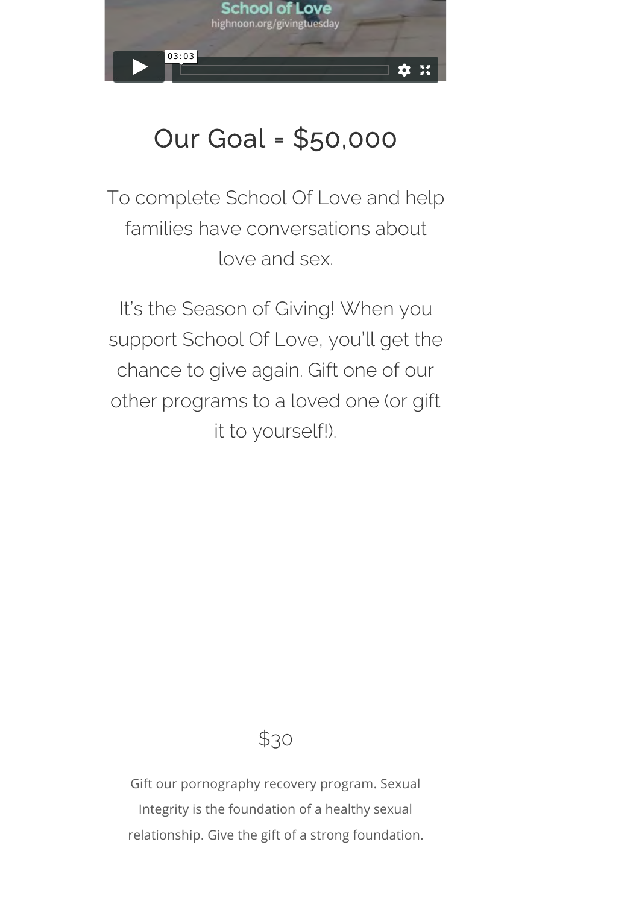## Our Goal = $50,000

To complete School Of Love and help families have conversations about love and sex.

It's the Season of Giving! When you support School Of Love, you'll get the chance to give again. Gift one of our other programs to a loved one (or gift it to yourself!).

$30

Gift our pornography recovery program. Sexual Integrity is the foundation of a healthy sexual relationship. Give the gift of a strong foundation.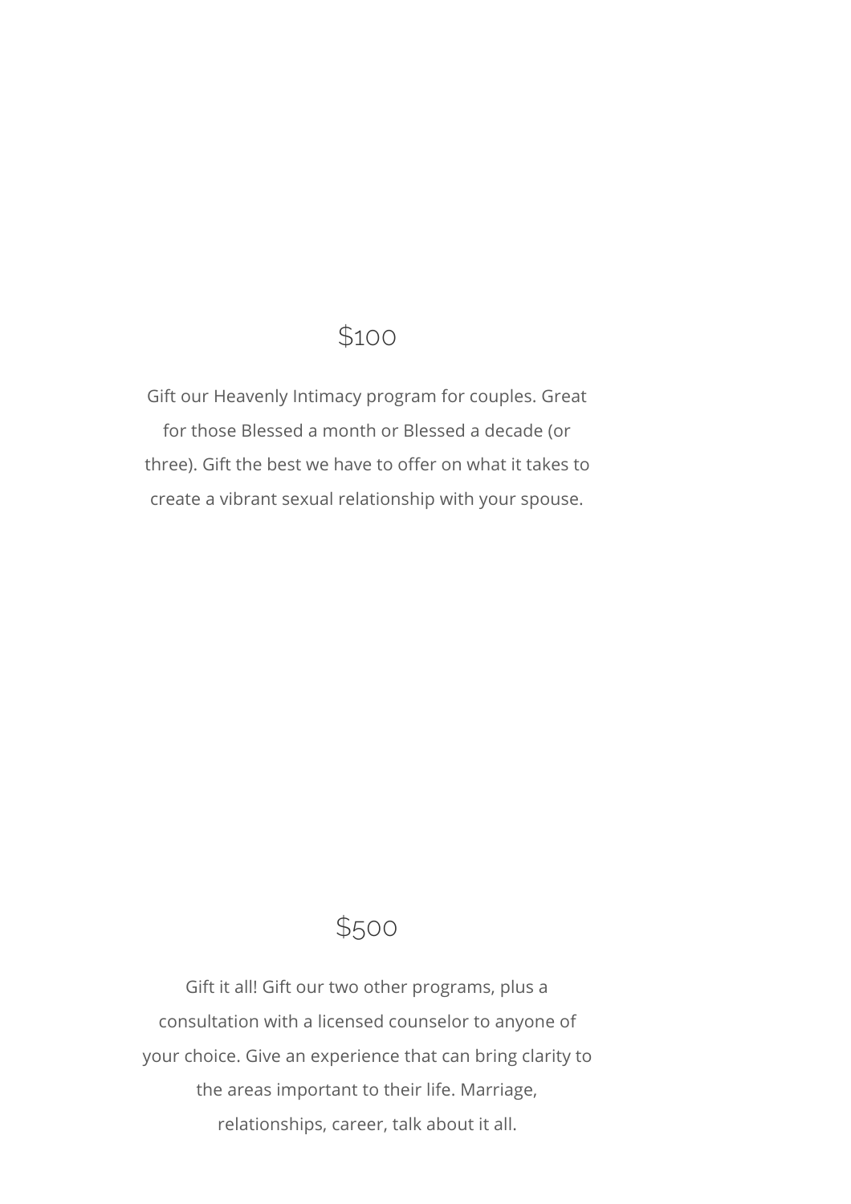$100

Gift our Heavenly Intimacy program for couples. Great for those Blessed a month or Blessed a decade (or three). Gift the best we have to offer on what it takes to create a vibrant sexual relationship with your spouse.

$500

Gift it all! Gift our two other programs, plus a consultation with a licensed counselor to anyone of your choice. Give an experience that can bring clarity to the areas important to their life. Marriage, relationships, career, talk about it all.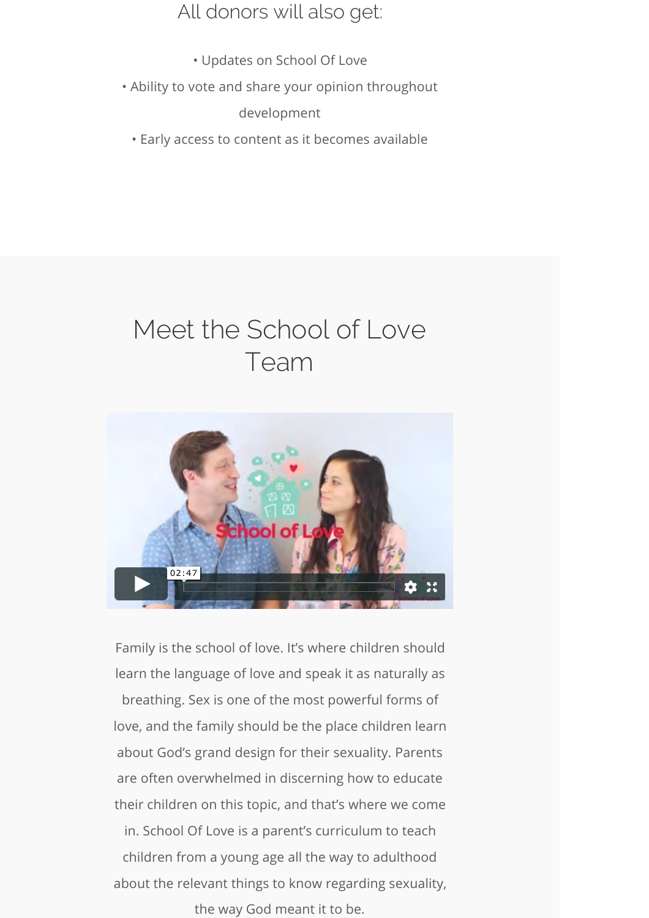All donors will also get:

- Updates on School Of Love
- Ability to vote and share your opinion throughout development
- Early access to content as it becomes available

## Meet the School of Love Team

Family is the school of love. It's where children should learn the language of love and speak it as naturally as breathing. Sex is one of the most powerful forms of love, and the family should be the place children learn about God's grand design for their sexuality. Parents are often overwhelmed in discerning how to educate their children on this topic, and that's where we come in. School Of Love is a parent's curriculum to teach children from a young age all the way to adulthood about the relevant things to know regarding sexuality, the way God meant it to be.